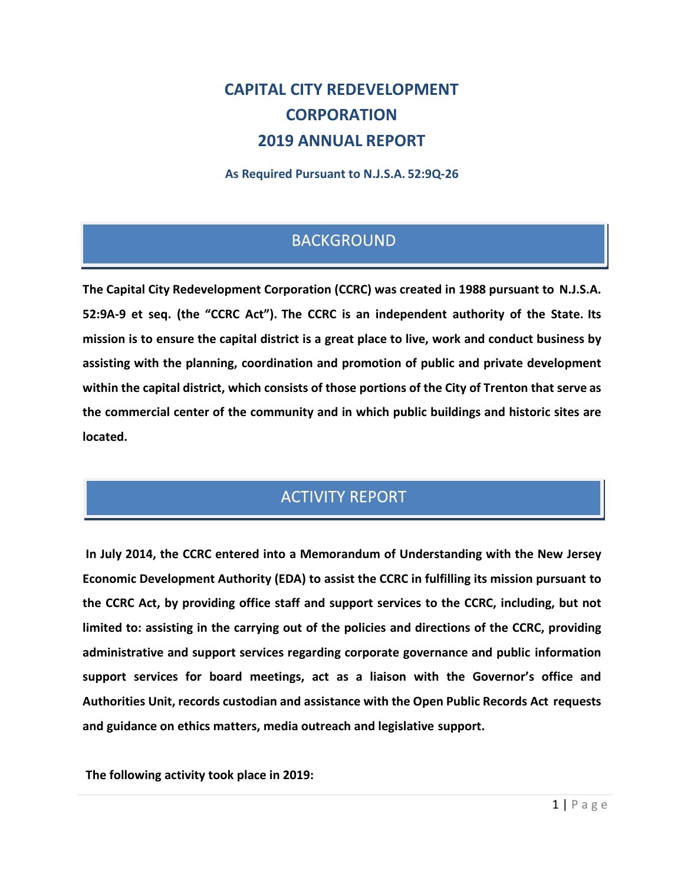# CAPITAL CITY REDEVELOPMENT CORPORATION
# 2019 ANNUAL REPORT

**As Required Pursuant to N.J.S.A. 52:9Q-26**

## BACKGROUND

**The Capital City Redevelopment Corporation (CCRC) was created in 1988 pursuant to N.J.S.A. 52:9A-9 et seq. (the "CCRC Act"). The CCRC is an independent authority of the State. Its mission is to ensure the capital district is a great place to live, work and conduct business by assisting with the planning, coordination and promotion of public and private development within the capital district, which consists of those portions of the City of Trenton that serve as the commercial center of the community and in which public buildings and historic sites are located.**

## ACTIVITY REPORT

**In July 2014, the CCRC entered into a Memorandum of Understanding with the New Jersey Economic Development Authority (EDA) to assist the CCRC in fulfilling its mission pursuant to the CCRC Act, by providing office staff and support services to the CCRC, including, but not limited to: assisting in the carrying out of the policies and directions of the CCRC, providing administrative and support services regarding corporate governance and public information support services for board meetings, act as a liaison with the Governor's office and Authorities Unit, records custodian and assistance with the Open Public Records Act requests and guidance on ethics matters, media outreach and legislative support.**

**The following activity took place in 2019:**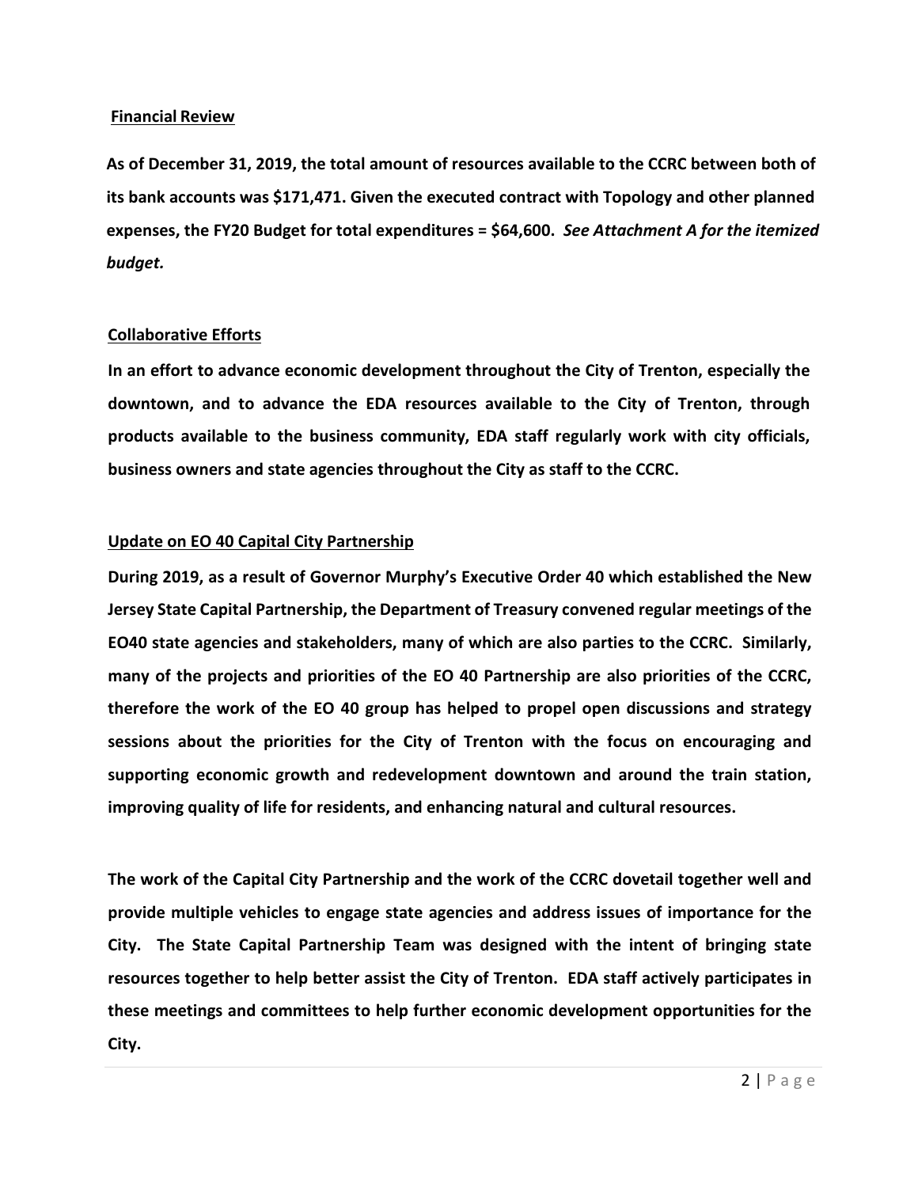**Financial Review**

**As of December 31, 2019, the total amount of resources available to the CCRC between both of its bank accounts was $171,471. Given the executed contract with Topology and other planned expenses, the FY20 Budget for total expenditures = $64,600.** ***See Attachment A for the itemized budget.***

**Collaborative Efforts**

**In an effort to advance economic development throughout the City of Trenton, especially the downtown, and to advance the EDA resources available to the City of Trenton, through products available to the business community, EDA staff regularly work with city officials, business owners and state agencies throughout the City as staff to the CCRC.**

**Update on EO 40 Capital City Partnership**

**During 2019, as a result of Governor Murphy's Executive Order 40 which established the New Jersey State Capital Partnership, the Department of Treasury convened regular meetings of the EO40 state agencies and stakeholders, many of which are also parties to the CCRC. Similarly, many of the projects and priorities of the EO 40 Partnership are also priorities of the CCRC, therefore the work of the EO 40 group has helped to propel open discussions and strategy sessions about the priorities for the City of Trenton with the focus on encouraging and supporting economic growth and redevelopment downtown and around the train station, improving quality of life for residents, and enhancing natural and cultural resources.**

**The work of the Capital City Partnership and the work of the CCRC dovetail together well and provide multiple vehicles to engage state agencies and address issues of importance for the City. The State Capital Partnership Team was designed with the intent of bringing state resources together to help better assist the City of Trenton. EDA staff actively participates in these meetings and committees to help further economic development opportunities for the City.**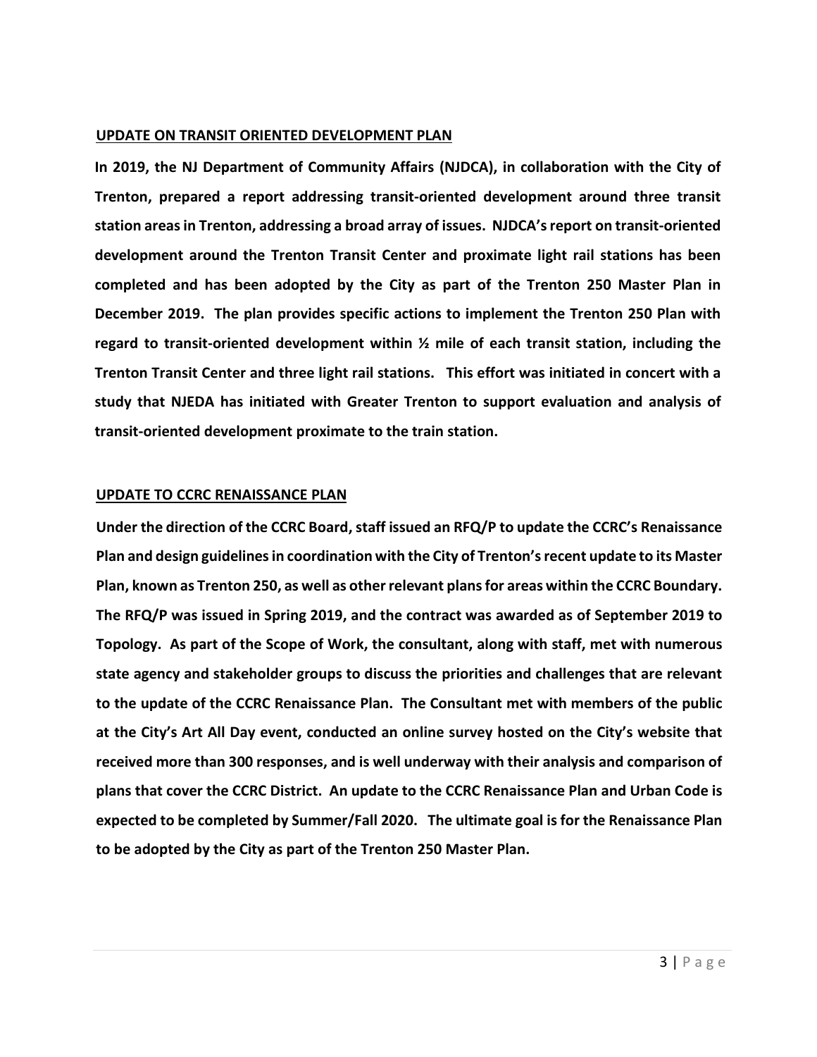## UPDATE ON TRANSIT ORIENTED DEVELOPMENT PLAN

**In 2019, the NJ Department of Community Affairs (NJDCA), in collaboration with the City of Trenton, prepared a report addressing transit-oriented development around three transit station areas in Trenton, addressing a broad array of issues. NJDCA's report on transit-oriented development around the Trenton Transit Center and proximate light rail stations has been completed and has been adopted by the City as part of the Trenton 250 Master Plan in December 2019. The plan provides specific actions to implement the Trenton 250 Plan with regard to transit-oriented development within ½ mile of each transit station, including the Trenton Transit Center and three light rail stations. This effort was initiated in concert with a study that NJEDA has initiated with Greater Trenton to support evaluation and analysis of transit-oriented development proximate to the train station.**

## UPDATE TO CCRC RENAISSANCE PLAN

**Under the direction of the CCRC Board, staff issued an RFQ/P to update the CCRC's Renaissance Plan and design guidelines in coordination with the City of Trenton's recent update to its Master Plan, known as Trenton 250, as well as other relevant plans for areas within the CCRC Boundary. The RFQ/P was issued in Spring 2019, and the contract was awarded as of September 2019 to Topology. As part of the Scope of Work, the consultant, along with staff, met with numerous state agency and stakeholder groups to discuss the priorities and challenges that are relevant to the update of the CCRC Renaissance Plan. The Consultant met with members of the public at the City's Art All Day event, conducted an online survey hosted on the City's website that received more than 300 responses, and is well underway with their analysis and comparison of plans that cover the CCRC District. An update to the CCRC Renaissance Plan and Urban Code is expected to be completed by Summer/Fall 2020. The ultimate goal is for the Renaissance Plan to be adopted by the City as part of the Trenton 250 Master Plan.**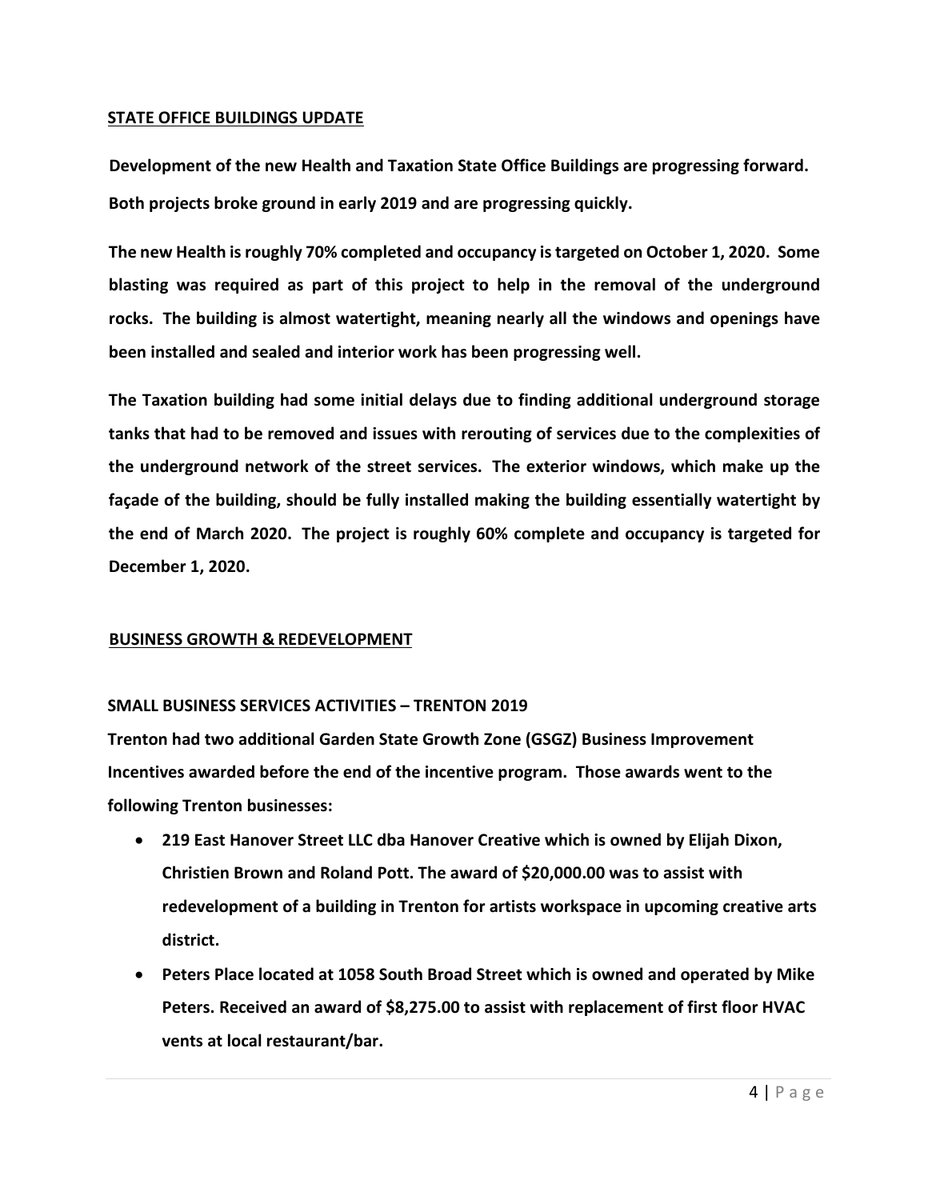## STATE OFFICE BUILDINGS UPDATE

**Development of the new Health and Taxation State Office Buildings are progressing forward. Both projects broke ground in early 2019 and are progressing quickly.**

**The new Health is roughly 70% completed and occupancy is targeted on October 1, 2020. Some blasting was required as part of this project to help in the removal of the underground rocks. The building is almost watertight, meaning nearly all the windows and openings have been installed and sealed and interior work has been progressing well.**

**The Taxation building had some initial delays due to finding additional underground storage tanks that had to be removed and issues with rerouting of services due to the complexities of the underground network of the street services. The exterior windows, which make up the façade of the building, should be fully installed making the building essentially watertight by the end of March 2020. The project is roughly 60% complete and occupancy is targeted for December 1, 2020.**

## BUSINESS GROWTH & REDEVELOPMENT

### SMALL BUSINESS SERVICES ACTIVITIES – TRENTON 2019

**Trenton had two additional Garden State Growth Zone (GSGZ) Business Improvement Incentives awarded before the end of the incentive program. Those awards went to the following Trenton businesses:**

- **219 East Hanover Street LLC dba Hanover Creative which is owned by Elijah Dixon, Christien Brown and Roland Pott. The award of $20,000.00 was to assist with redevelopment of a building in Trenton for artists workspace in upcoming creative arts district.**
- **Peters Place located at 1058 South Broad Street which is owned and operated by Mike Peters. Received an award of $8,275.00 to assist with replacement of first floor HVAC vents at local restaurant/bar.**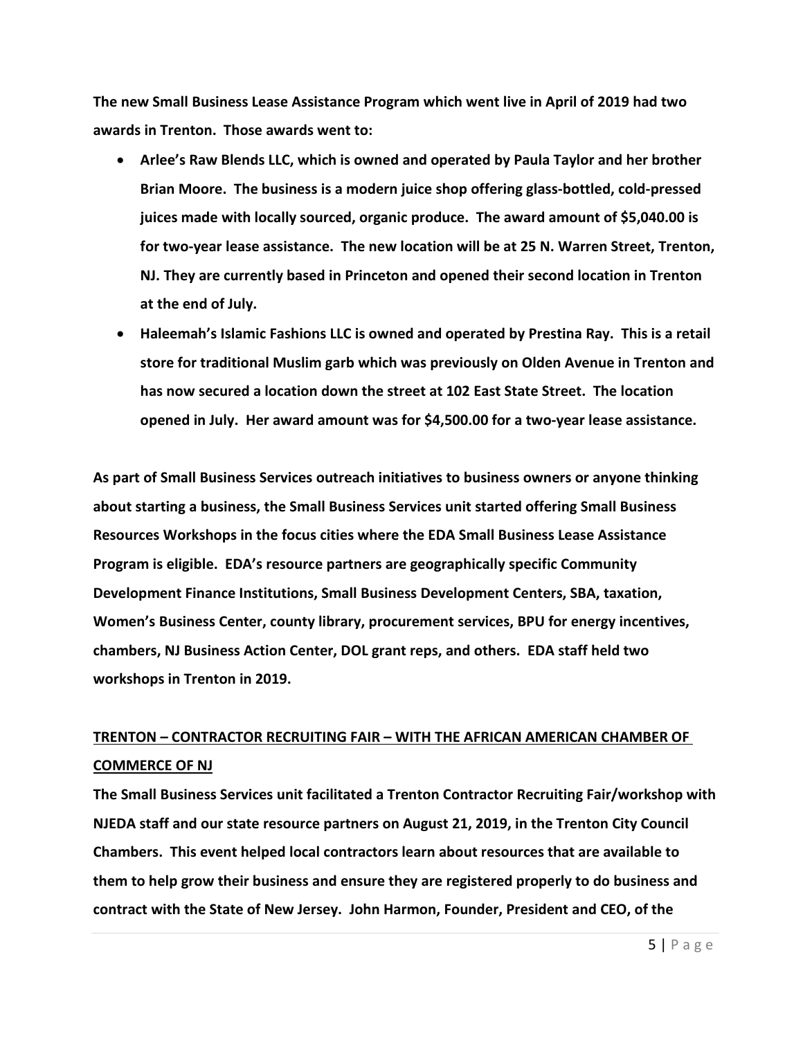**The new Small Business Lease Assistance Program which went live in April of 2019 had two awards in Trenton. Those awards went to:**

- **Arlee's Raw Blends LLC, which is owned and operated by Paula Taylor and her brother Brian Moore. The business is a modern juice shop offering glass-bottled, cold-pressed juices made with locally sourced, organic produce. The award amount of $5,040.00 is for two-year lease assistance. The new location will be at 25 N. Warren Street, Trenton, NJ. They are currently based in Princeton and opened their second location in Trenton at the end of July.**
- **Haleemah's Islamic Fashions LLC is owned and operated by Prestina Ray. This is a retail store for traditional Muslim garb which was previously on Olden Avenue in Trenton and has now secured a location down the street at 102 East State Street. The location opened in July. Her award amount was for $4,500.00 for a two-year lease assistance.**

**As part of Small Business Services outreach initiatives to business owners or anyone thinking about starting a business, the Small Business Services unit started offering Small Business Resources Workshops in the focus cities where the EDA Small Business Lease Assistance Program is eligible. EDA's resource partners are geographically specific Community Development Finance Institutions, Small Business Development Centers, SBA, taxation, Women's Business Center, county library, procurement services, BPU for energy incentives, chambers, NJ Business Action Center, DOL grant reps, and others. EDA staff held two workshops in Trenton in 2019.**

## TRENTON – CONTRACTOR RECRUITING FAIR – WITH THE AFRICAN AMERICAN CHAMBER OF COMMERCE OF NJ

**The Small Business Services unit facilitated a Trenton Contractor Recruiting Fair/workshop with NJEDA staff and our state resource partners on August 21, 2019, in the Trenton City Council Chambers. This event helped local contractors learn about resources that are available to them to help grow their business and ensure they are registered properly to do business and contract with the State of New Jersey. John Harmon, Founder, President and CEO, of the**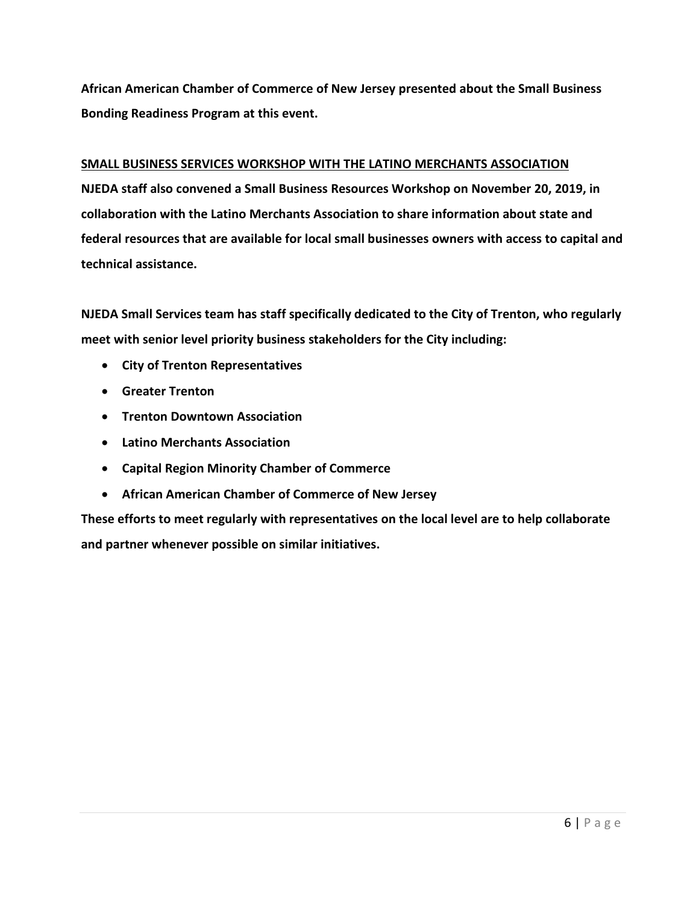**African American Chamber of Commerce of New Jersey presented about the Small Business Bonding Readiness Program at this event.**

**SMALL BUSINESS SERVICES WORKSHOP WITH THE LATINO MERCHANTS ASSOCIATION**

**NJEDA staff also convened a Small Business Resources Workshop on November 20, 2019, in collaboration with the Latino Merchants Association to share information about state and federal resources that are available for local small businesses owners with access to capital and technical assistance.**

**NJEDA Small Services team has staff specifically dedicated to the City of Trenton, who regularly meet with senior level priority business stakeholders for the City including:**

- **City of Trenton Representatives**
- **Greater Trenton**
- **Trenton Downtown Association**
- **Latino Merchants Association**
- **Capital Region Minority Chamber of Commerce**
- **African American Chamber of Commerce of New Jersey**

**These efforts to meet regularly with representatives on the local level are to help collaborate and partner whenever possible on similar initiatives.**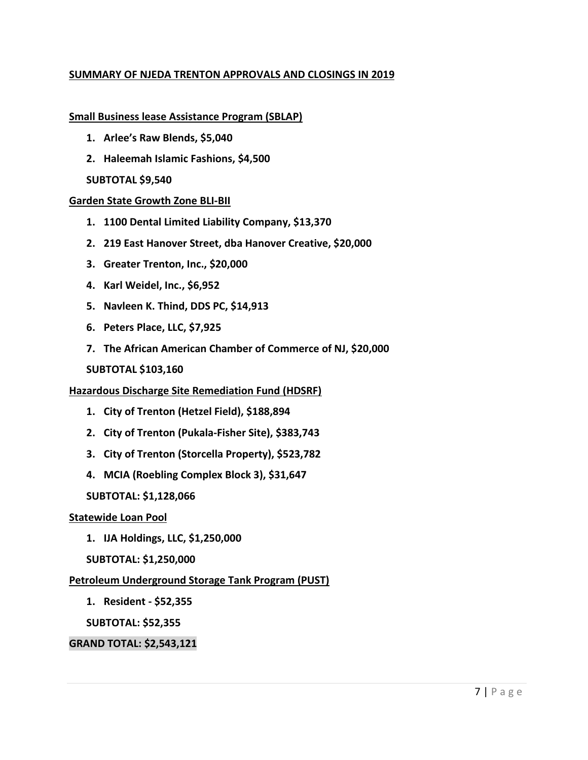## SUMMARY OF NJEDA TRENTON APPROVALS AND CLOSINGS IN 2019

### Small Business lease Assistance Program (SBLAP)

1. **Arlee's Raw Blends, $5,040**
2. **Haleemah Islamic Fashions, $4,500**

**SUBTOTAL $9,540**

### Garden State Growth Zone BLI-BII

1. **1100 Dental Limited Liability Company, $13,370**
2. **219 East Hanover Street, dba Hanover Creative, $20,000**
3. **Greater Trenton, Inc., $20,000**
4. **Karl Weidel, Inc., $6,952**
5. **Navleen K. Thind, DDS PC, $14,913**
6. **Peters Place, LLC, $7,925**
7. **The African American Chamber of Commerce of NJ, $20,000**

**SUBTOTAL $103,160**

### Hazardous Discharge Site Remediation Fund (HDSRF)

1. **City of Trenton (Hetzel Field), $188,894**
2. **City of Trenton (Pukala-Fisher Site), $383,743**
3. **City of Trenton (Storcella Property), $523,782**
4. **MCIA (Roebling Complex Block 3), $31,647**

**SUBTOTAL: $1,128,066**

### Statewide Loan Pool

1. **IJA Holdings, LLC, $1,250,000**

**SUBTOTAL: $1,250,000**

### Petroleum Underground Storage Tank Program (PUST)

1. **Resident - $52,355**

**SUBTOTAL: $52,355**

**GRAND TOTAL: $2,543,121**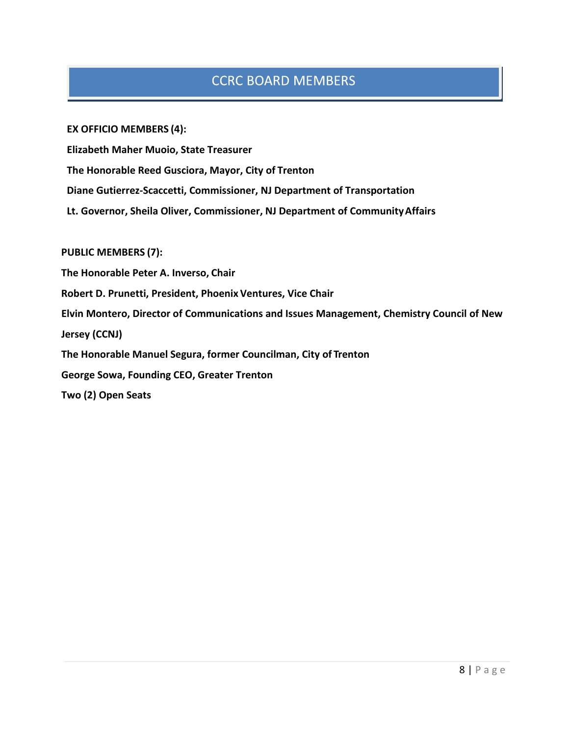## CCRC BOARD MEMBERS

**EX OFFICIO MEMBERS (4):**

**Elizabeth Maher Muoio, State Treasurer**

**The Honorable Reed Gusciora, Mayor, City of Trenton**

**Diane Gutierrez-Scaccetti, Commissioner, NJ Department of Transportation**

**Lt. Governor, Sheila Oliver, Commissioner, NJ Department of Community Affairs**

**PUBLIC MEMBERS (7):**

**The Honorable Peter A. Inverso, Chair**

**Robert D. Prunetti, President, Phoenix Ventures, Vice Chair**

**Elvin Montero, Director of Communications and Issues Management, Chemistry Council of New Jersey (CCNJ)**

**The Honorable Manuel Segura, former Councilman, City of Trenton**

**George Sowa, Founding CEO, Greater Trenton**

**Two (2) Open Seats**